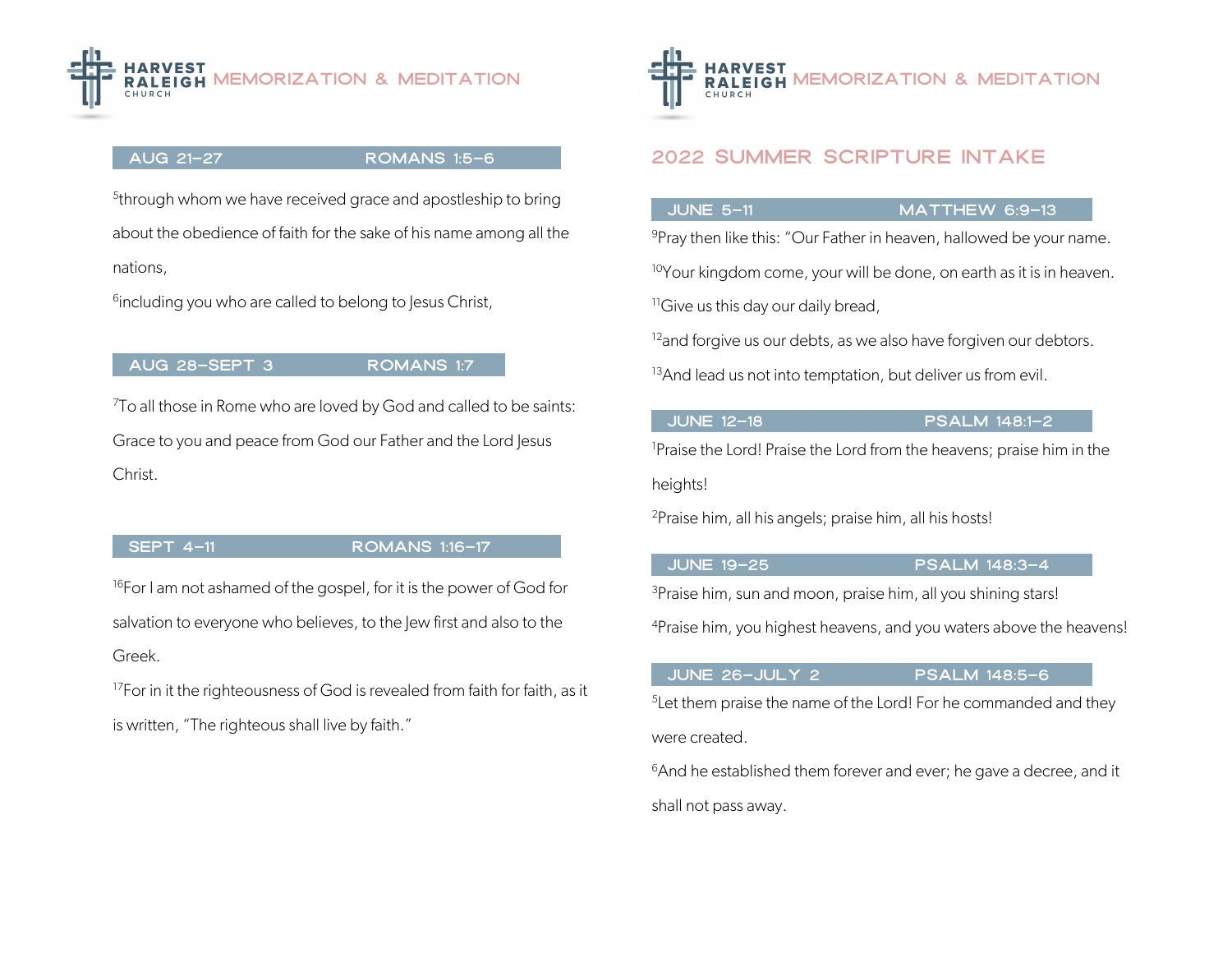# HARVEST RALEIGH CHURCH — MEMORIZATION & MEDITATION

## AUG 21–27 — ROMANS 1:5–6

[5]through whom we have received grace and apostleship to bring about the obedience of faith for the sake of his name among all the nations,

[6]including you who are called to belong to Jesus Christ,

## AUG 28–SEPT 3 — ROMANS 1:7

[7]To all those in Rome who are loved by God and called to be saints: Grace to you and peace from God our Father and the Lord Jesus Christ.

## SEPT 4–11 — ROMANS 1:16–17

[16]For I am not ashamed of the gospel, for it is the power of God for salvation to everyone who believes, to the Jew first and also to the Greek.

[17]For in it the righteousness of God is revealed from faith for faith, as it is written, "The righteous shall live by faith."

# HARVEST RALEIGH CHURCH — MEMORIZATION & MEDITATION

## 2022 SUMMER SCRIPTURE INTAKE

## JUNE 5–11 — MATTHEW 6:9–13

[9]Pray then like this: "Our Father in heaven, hallowed be your name.

[10]Your kingdom come, your will be done, on earth as it is in heaven.

[11]Give us this day our daily bread,

[12]and forgive us our debts, as we also have forgiven our debtors.

[13]And lead us not into temptation, but deliver us from evil.

## JUNE 12–18 — PSALM 148:1–2

[1]Praise the Lord! Praise the Lord from the heavens; praise him in the heights!

[2]Praise him, all his angels; praise him, all his hosts!

## JUNE 19–25 — PSALM 148:3–4

[3]Praise him, sun and moon, praise him, all you shining stars!

[4]Praise him, you highest heavens, and you waters above the heavens!

## JUNE 26–JULY 2 — PSALM 148:5–6

[5]Let them praise the name of the Lord! For he commanded and they were created.

[6]And he established them forever and ever; he gave a decree, and it shall not pass away.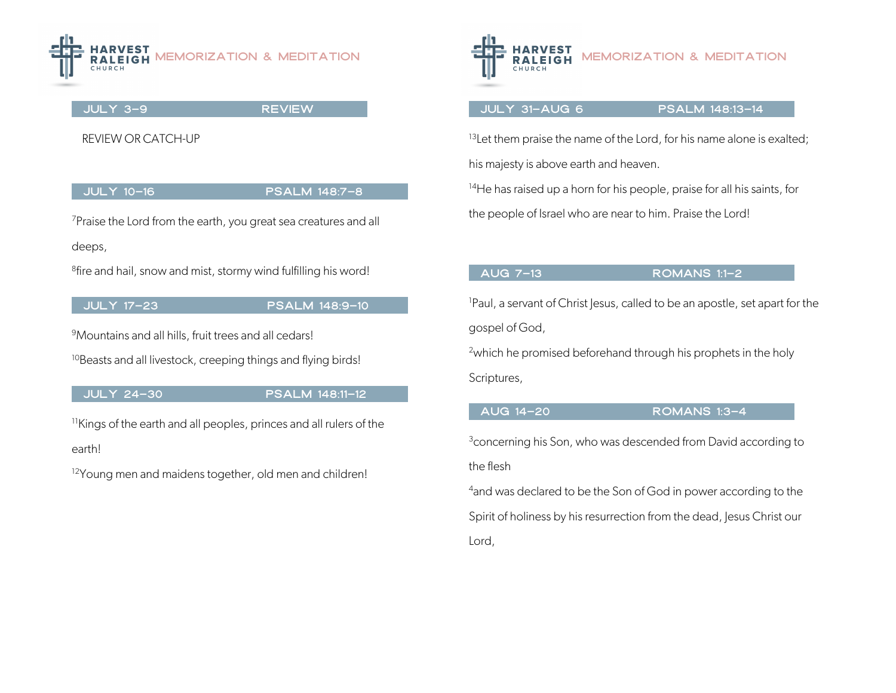**HARVEST RALEIGH CHURCH** MEMORIZATION & MEDITATION

## JULY 3–9 REVIEW

REVIEW OR CATCH-UP

## JULY 10–16 PSALM 148:7–8

[7]Praise the Lord from the earth, you great sea creatures and all deeps,

[8]fire and hail, snow and mist, stormy wind fulfilling his word!

## JULY 17–23 PSALM 148:9–10

[9]Mountains and all hills, fruit trees and all cedars!

[10]Beasts and all livestock, creeping things and flying birds!

## JULY 24–30 PSALM 148:11–12

[11]Kings of the earth and all peoples, princes and all rulers of the earth!

[12]Young men and maidens together, old men and children!

**HARVEST RALEIGH CHURCH** MEMORIZATION & MEDITATION

## JULY 31–AUG 6 PSALM 148:13–14

[13]Let them praise the name of the Lord, for his name alone is exalted; his majesty is above earth and heaven.

[14]He has raised up a horn for his people, praise for all his saints, for the people of Israel who are near to him. Praise the Lord!

## AUG 7–13 ROMANS 1:1–2

[1]Paul, a servant of Christ Jesus, called to be an apostle, set apart for the gospel of God,

[2]which he promised beforehand through his prophets in the holy Scriptures,

## AUG 14–20 ROMANS 1:3–4

[3]concerning his Son, who was descended from David according to the flesh

[4]and was declared to be the Son of God in power according to the Spirit of holiness by his resurrection from the dead, Jesus Christ our Lord,